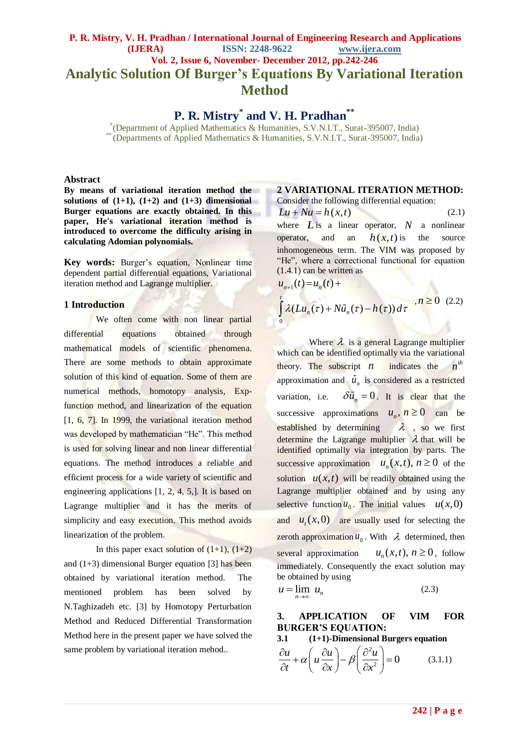# Analytic Solution Of Burger's Equations By Variational Iteration Method

## P. R. Mistry[*] and V. H. Pradhan[**]

[*](Department of Applied Mathematics & Humanities, S.V.N.I.T., Surat-395007, India)
[**](Departments of Applied Mathematics & Humanities, S.V.N.I.T., Surat-395007, India)

### Abstract

**By means of variational iteration method the solutions of (1+1), (1+2) and (1+3) dimensional Burger equations are exactly obtained. In this paper, He's variational iteration method is introduced to overcome the difficulty arising in calculating Adomian polynomials.**

**Key words:** Burger's equation, Nonlinear time dependent partial differential equations, Variational iteration method and Lagrange multiplier.

### 1 Introduction

We often come with non linear partial differential equations obtained through mathematical models of scientific phenomena. There are some methods to obtain approximate solution of this kind of equation. Some of them are numerical methods, homotopy analysis, Exp-function method, and linearization of the equation [1, 6, 7]. In 1999, the variational iteration method was developed by mathematician "He". This method is used for solving linear and non linear differential equations. The method introduces a reliable and efficient process for a wide variety of scientific and engineering applications [1, 2, 4, 5,]. It is based on Lagrange multiplier and it has the merits of simplicity and easy execution. This method avoids linearization of the problem.

In this paper exact solution of (1+1), (1+2) and (1+3) dimensional Burger equation [3] has been obtained by variational iteration method. The mentioned problem has been solved by N.Taghizadeh etc. [3] by Homotopy Perturbation Method and Reduced Differential Transformation Method here in the present paper we have solved the same problem by variational iteration mehod..

### 2 VARIATIONAL ITERATION METHOD:

Consider the following differential equation:

$$Lu + Nu = h(x,t) \tag{2.1}$$

where $L$ is a linear operator, $N$ a nonlinear operator, and an $h(x,t)$ is the source inhomogeneous term. The VIM was proposed by "He", where a correctional functional for equation (1.4.1) can be written as

$$u_{n+1}(t) = u_n(t) + \int_0^t \lambda(Lu_n(\tau) + N\tilde{u}_n(\tau) - h(\tau))\,d\tau \quad ,n \geq 0 \tag{2.2}$$

Where $\lambda$ is a general Lagrange multiplier which can be identified optimally via the variational theory. The subscript $n$ indicates the $n^{th}$ approximation and $\tilde{u}_n$ is considered as a restricted variation, i.e. $\delta\tilde{u}_n = 0$. It is clear that the successive approximations $u_n, n \geq 0$ can be established by determining $\lambda$, so we first determine the Lagrange multiplier $\lambda$ that will be identified optimally via integration by parts. The successive approximation $u_n(x,t), n \geq 0$ of the solution $u(x,t)$ will be readily obtained using the Lagrange multiplier obtained and by using any selective function $u_0$. The initial values $u(x,0)$ and $u_t(x,0)$ are usually used for selecting the zeroth approximation $u_0$. With $\lambda$ determined, then several approximation $u_n(x,t), n \geq 0$, follow immediately. Consequently the exact solution may be obtained by using

$$u = \lim_{n \to \infty} u_n \tag{2.3}$$

### 3. APPLICATION OF VIM FOR BURGER'S EQUATION:

#### 3.1 (1+1)-Dimensional Burgers equation

$$\frac{\partial u}{\partial t} + \alpha\left(u\frac{\partial u}{\partial x}\right) - \beta\left(\frac{\partial^2 u}{\partial x^2}\right) = 0 \tag{3.1.1}$$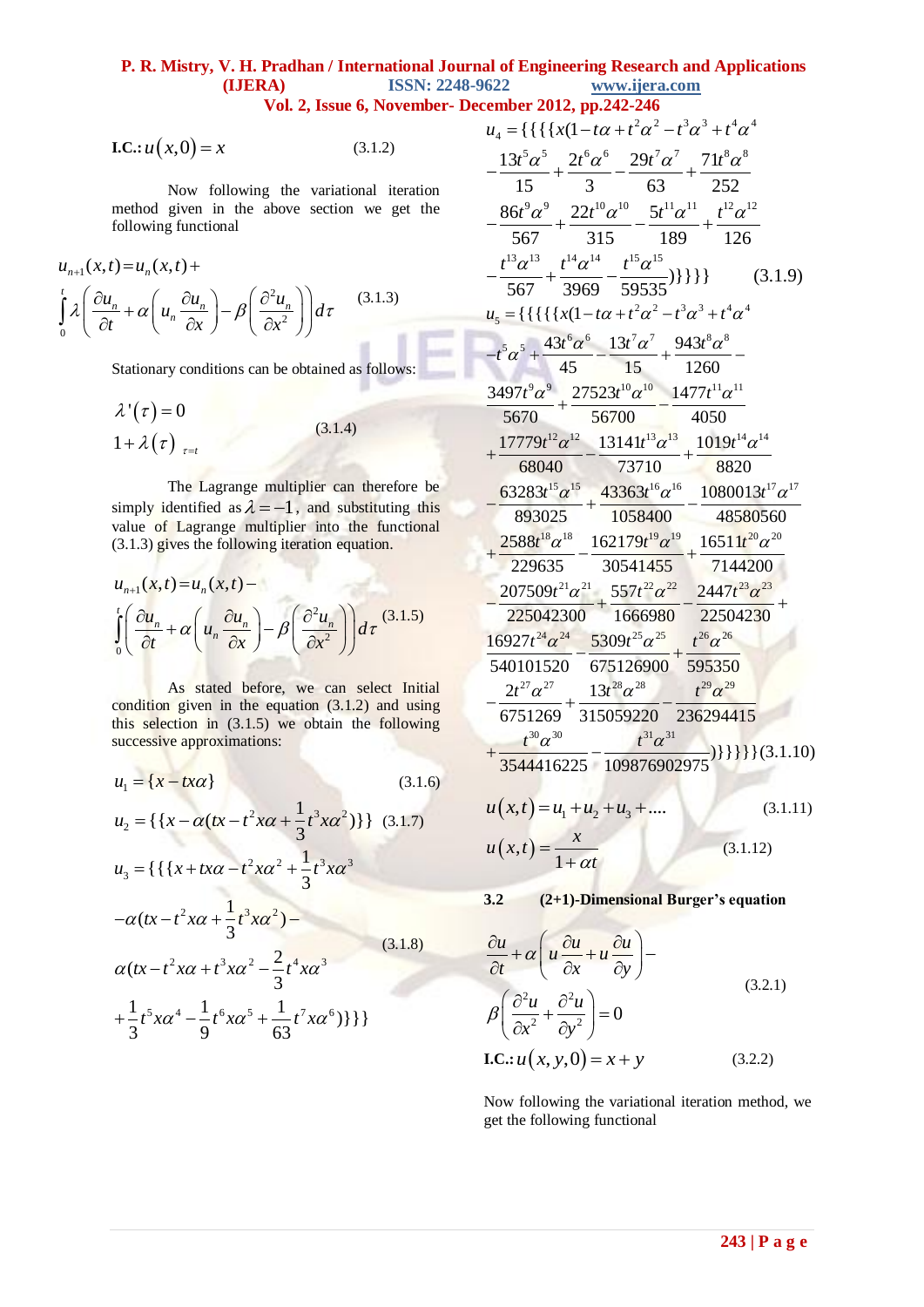**I.C.:** $u(x,0) = x$ (3.1.2)

Now following the variational iteration method given in the above section we get the following functional

$$u_{n+1}(x,t)=u_n(x,t)+\int_0^t \lambda\left(\frac{\partial u_n}{\partial t}+\alpha\left(u_n\frac{\partial u_n}{\partial x}\right)-\beta\left(\frac{\partial^2 u_n}{\partial x^2}\right)\right)d\tau \quad (3.1.3)$$

Stationary conditions can be obtained as follows:

$$\lambda'(\tau)=0$$
$$1+\lambda(\tau)\Big|_{\tau=t} \quad (3.1.4)$$

The Lagrange multiplier can therefore be simply identified as $\lambda=-1$, and substituting this value of Lagrange multiplier into the functional (3.1.3) gives the following iteration equation.

$$u_{n+1}(x,t)=u_n(x,t)-\int_0^t\left(\frac{\partial u_n}{\partial t}+\alpha\left(u_n\frac{\partial u_n}{\partial x}\right)-\beta\left(\frac{\partial^2 u_n}{\partial x^2}\right)\right)d\tau \quad (3.1.5)$$

As stated before, we can select Initial condition given in the equation (3.1.2) and using this selection in (3.1.5) we obtain the following successive approximations:

$$u_1=\{x-tx\alpha\} \quad (3.1.6)$$

$$u_2=\{\{x-\alpha(tx-t^2x\alpha+\frac{1}{3}t^3x\alpha^2)\}\} \quad (3.1.7)$$

$$u_3=\{\{\{x+tx\alpha-t^2x\alpha^2+\frac{1}{3}t^3x\alpha^3-\alpha(tx-t^2x\alpha+\frac{1}{3}t^3x\alpha^2)-\alpha(tx-t^2x\alpha+t^3x\alpha^2-\frac{2}{3}t^4x\alpha^3+\frac{1}{3}t^5x\alpha^4-\frac{1}{9}t^6x\alpha^5+\frac{1}{63}t^7x\alpha^6)\}\}\} \quad (3.1.8)$$

$$u_4=\{\{\{\{x(1-t\alpha+t^2\alpha^2-t^3\alpha^3+t^4\alpha^4-\frac{13t^5\alpha^5}{15}+\frac{2t^6\alpha^6}{3}-\frac{29t^7\alpha^7}{63}+\frac{71t^8\alpha^8}{252}-\frac{86t^9\alpha^9}{567}+\frac{22t^{10}\alpha^{10}}{315}-\frac{5t^{11}\alpha^{11}}{189}+\frac{t^{12}\alpha^{12}}{126}-\frac{t^{13}\alpha^{13}}{567}+\frac{t^{14}\alpha^{14}}{3969}-\frac{t^{15}\alpha^{15}}{59535})\}\}\}\} \quad (3.1.9)$$

$$u_5=\{\{\{\{\{x(1-t\alpha+t^2\alpha^2-t^3\alpha^3+t^4\alpha^4-t^5\alpha^5+\frac{43t^6\alpha^6}{45}-\frac{13t^7\alpha^7}{15}+\frac{943t^8\alpha^8}{1260}-\frac{3497t^9\alpha^9}{5670}+\frac{27523t^{10}\alpha^{10}}{56700}-\frac{1477t^{11}\alpha^{11}}{4050}+\frac{17779t^{12}\alpha^{12}}{68040}-\frac{13141t^{13}\alpha^{13}}{73710}+\frac{1019t^{14}\alpha^{14}}{8820}-\frac{63283t^{15}\alpha^{15}}{893025}+\frac{43363t^{16}\alpha^{16}}{1058400}-\frac{1080013t^{17}\alpha^{17}}{48580560}+\frac{2588t^{18}\alpha^{18}}{229635}-\frac{162179t^{19}\alpha^{19}}{30541455}+\frac{16511t^{20}\alpha^{20}}{7144200}-\frac{207509t^{21}\alpha^{21}}{225042300}+\frac{557t^{22}\alpha^{22}}{1666980}-\frac{2447t^{23}\alpha^{23}}{22504230}+\frac{16927t^{24}\alpha^{24}}{540101520}-\frac{5309t^{25}\alpha^{25}}{675126900}+\frac{t^{26}\alpha^{26}}{595350}-\frac{2t^{27}\alpha^{27}}{6751269}+\frac{13t^{28}\alpha^{28}}{315059220}-\frac{t^{29}\alpha^{29}}{236294415}+\frac{t^{30}\alpha^{30}}{3544416225}-\frac{t^{31}\alpha^{31}}{109876902975})\}\}\}\}\} \quad (3.1.10)$$

$$u(x,t)=u_1+u_2+u_3+.... \quad (3.1.11)$$

$$u(x,t)=\frac{x}{1+\alpha t} \quad (3.1.12)$$

### 3.2 (2+1)-Dimensional Burger's equation

$$\frac{\partial u}{\partial t}+\alpha\left(u\frac{\partial u}{\partial x}+u\frac{\partial u}{\partial y}\right)-\beta\left(\frac{\partial^2 u}{\partial x^2}+\frac{\partial^2 u}{\partial y^2}\right)=0 \quad (3.2.1)$$

**I.C.:** $u(x,y,0)=x+y$ (3.2.2)

Now following the variational iteration method, we get the following functional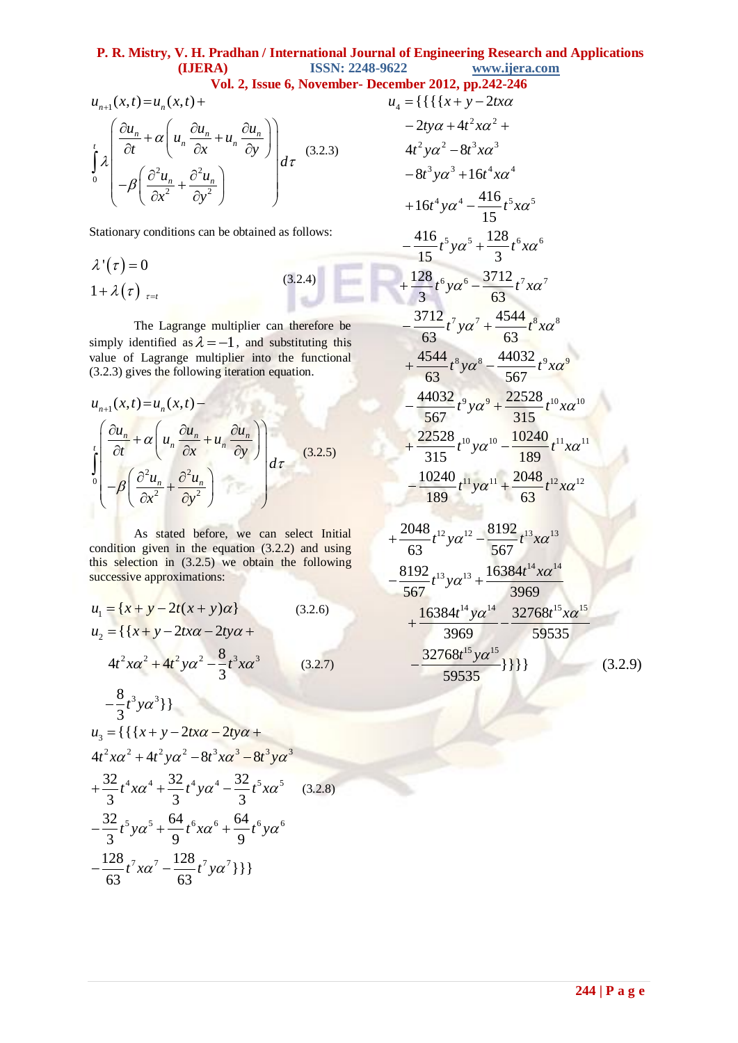$$u_{n+1}(x,t)=u_n(x,t)+\int_0^t \lambda \left( \frac{\partial u_n}{\partial t} + \alpha\left( u_n \frac{\partial u_n}{\partial x} + u_n \frac{\partial u_n}{\partial y} \right) - \beta\left( \frac{\partial^2 u_n}{\partial x^2} + \frac{\partial^2 u_n}{\partial y^2} \right) \right) d\tau \quad (3.2.3)$$

Stationary conditions can be obtained as follows:

$$\lambda'(\tau)=0$$
$$1+\lambda(\tau)\big|_{\tau=t} \quad (3.2.4)$$

The Lagrange multiplier can therefore be simply identified as $\lambda = -1$, and substituting this value of Lagrange multiplier into the functional (3.2.3) gives the following iteration equation.

$$u_{n+1}(x,t)=u_n(x,t)-\int_0^t \left( \frac{\partial u_n}{\partial t} + \alpha\left( u_n \frac{\partial u_n}{\partial x} + u_n \frac{\partial u_n}{\partial y} \right) - \beta\left( \frac{\partial^2 u_n}{\partial x^2} + \frac{\partial^2 u_n}{\partial y^2} \right) \right) d\tau \quad (3.2.5)$$

As stated before, we can select Initial condition given in the equation (3.2.2) and using this selection in (3.2.5) we obtain the following successive approximations:

$$u_1 = \{x + y - 2t(x+y)\alpha\} \quad (3.2.6)$$

$$u_2 = \{\{x + y - 2tx\alpha - 2ty\alpha + 4t^2x\alpha^2 + 4t^2y\alpha^2 - \frac{8}{3}t^3x\alpha^3 - \frac{8}{3}t^3y\alpha^3\}\} \quad (3.2.7)$$

$$u_3 = \{\{\{x + y - 2tx\alpha - 2ty\alpha + 4t^2x\alpha^2 + 4t^2y\alpha^2 - 8t^3x\alpha^3 - 8t^3y\alpha^3 + \frac{32}{3}t^4x\alpha^4 + \frac{32}{3}t^4y\alpha^4 - \frac{32}{3}t^5x\alpha^5 - \frac{32}{3}t^5y\alpha^5 + \frac{64}{9}t^6x\alpha^6 + \frac{64}{9}t^6y\alpha^6 - \frac{128}{63}t^7x\alpha^7 - \frac{128}{63}t^7y\alpha^7\}\}\} \quad (3.2.8)$$

$$\begin{aligned}
u_4 = \{\{\{\{&x + y - 2tx\alpha - 2ty\alpha + 4t^2x\alpha^2 + 4t^2y\alpha^2 - 8t^3x\alpha^3 - 8t^3y\alpha^3 + 16t^4x\alpha^4 \\
&+ 16t^4y\alpha^4 - \frac{416}{15}t^5x\alpha^5 - \frac{416}{15}t^5y\alpha^5 + \frac{128}{3}t^6x\alpha^6 + \frac{128}{3}t^6y\alpha^6 - \frac{3712}{63}t^7x\alpha^7 \\
&- \frac{3712}{63}t^7y\alpha^7 + \frac{4544}{63}t^8x\alpha^8 + \frac{4544}{63}t^8y\alpha^8 - \frac{44032}{567}t^9x\alpha^9 \\
&- \frac{44032}{567}t^9y\alpha^9 + \frac{22528}{315}t^{10}x\alpha^{10} + \frac{22528}{315}t^{10}y\alpha^{10} - \frac{10240}{189}t^{11}x\alpha^{11} \\
&- \frac{10240}{189}t^{11}y\alpha^{11} + \frac{2048}{63}t^{12}x\alpha^{12} + \frac{2048}{63}t^{12}y\alpha^{12} - \frac{8192}{567}t^{13}x\alpha^{13} \\
&- \frac{8192}{567}t^{13}y\alpha^{13} + \frac{16384t^{14}x\alpha^{14}}{3969} + \frac{16384t^{14}y\alpha^{14}}{3969} - \frac{32768t^{15}x\alpha^{15}}{59535} \\
&- \frac{32768t^{15}y\alpha^{15}}{59535}\}\}\}\}
\end{aligned} \quad (3.2.9)$$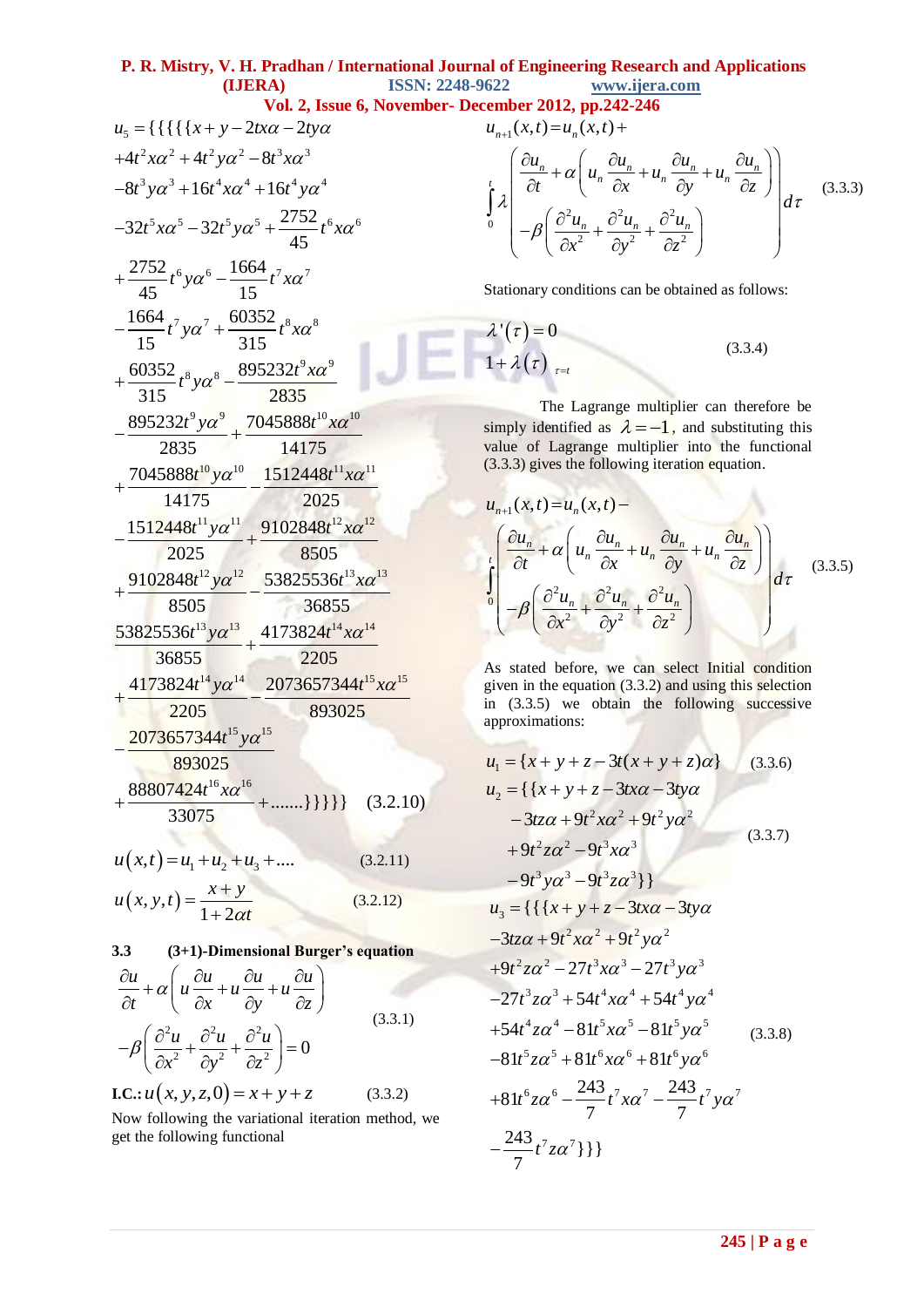$$u_5 = \{\{\{\{\{x + y - 2tx\alpha - 2ty\alpha$$
$$+4t^2x\alpha^2 + 4t^2y\alpha^2 - 8t^3x\alpha^3$$
$$-8t^3y\alpha^3 + 16t^4x\alpha^4 + 16t^4y\alpha^4$$
$$-32t^5x\alpha^5 - 32t^5y\alpha^5 + \frac{2752}{45}t^6x\alpha^6$$
$$+\frac{2752}{45}t^6y\alpha^6 - \frac{1664}{15}t^7x\alpha^7$$
$$-\frac{1664}{15}t^7y\alpha^7 + \frac{60352}{315}t^8x\alpha^8$$
$$+\frac{60352}{315}t^8y\alpha^8 - \frac{895232t^9x\alpha^9}{2835}$$
$$-\frac{895232t^9y\alpha^9}{2835} + \frac{7045888t^{10}x\alpha^{10}}{14175}$$
$$+\frac{7045888t^{10}y\alpha^{10}}{14175} - \frac{1512448t^{11}x\alpha^{11}}{2025}$$
$$-\frac{1512448t^{11}y\alpha^{11}}{2025} + \frac{9102848t^{12}x\alpha^{12}}{8505}$$
$$+\frac{9102848t^{12}y\alpha^{12}}{8505} - \frac{53825536t^{13}x\alpha^{13}}{36855}$$
$$\frac{53825536t^{13}y\alpha^{13}}{36855} + \frac{4173824t^{14}x\alpha^{14}}{2205}$$
$$+\frac{4173824t^{14}y\alpha^{14}}{2205} - \frac{2073657344t^{15}x\alpha^{15}}{893025}$$
$$-\frac{2073657344t^{15}y\alpha^{15}}{893025}$$
$$+\frac{88807424t^{16}x\alpha^{16}}{33075} + .......\}\}\}\}\} \quad (3.2.10)$$

$$u(x,t) = u_1 + u_2 + u_3 + .... \quad (3.2.11)$$

$$u(x,y,t) = \frac{x+y}{1+2\alpha t} \quad (3.2.12)$$

### 3.3 (3+1)-Dimensional Burger's equation

$$\frac{\partial u}{\partial t} + \alpha\left(u\frac{\partial u}{\partial x} + u\frac{\partial u}{\partial y} + u\frac{\partial u}{\partial z}\right) - \beta\left(\frac{\partial^2 u}{\partial x^2} + \frac{\partial^2 u}{\partial y^2} + \frac{\partial^2 u}{\partial z^2}\right) = 0 \quad (3.3.1)$$

**I.C.:** $u(x,y,z,0) = x + y + z \quad (3.3.2)$

Now following the variational iteration method, we get the following functional

$$u_{n+1}(x,t) = u_n(x,t) + \int_0^t \lambda \left( \frac{\partial u_n}{\partial t} + \alpha\left(u_n\frac{\partial u_n}{\partial x} + u_n\frac{\partial u_n}{\partial y} + u_n\frac{\partial u_n}{\partial z}\right) - \beta\left(\frac{\partial^2 u_n}{\partial x^2} + \frac{\partial^2 u_n}{\partial y^2} + \frac{\partial^2 u_n}{\partial z^2}\right)\right) d\tau \quad (3.3.3)$$

Stationary conditions can be obtained as follows:

$$\lambda'(\tau) = 0$$
$$1 + \lambda(\tau)\big|_{\tau=t} \quad (3.3.4)$$

The Lagrange multiplier can therefore be simply identified as $\lambda = -1$, and substituting this value of Lagrange multiplier into the functional (3.3.3) gives the following iteration equation.

$$u_{n+1}(x,t) = u_n(x,t) - \int_0^t \left( \frac{\partial u_n}{\partial t} + \alpha\left(u_n\frac{\partial u_n}{\partial x} + u_n\frac{\partial u_n}{\partial y} + u_n\frac{\partial u_n}{\partial z}\right) - \beta\left(\frac{\partial^2 u_n}{\partial x^2} + \frac{\partial^2 u_n}{\partial y^2} + \frac{\partial^2 u_n}{\partial z^2}\right)\right) d\tau \quad (3.3.5)$$

As stated before, we can select Initial condition given in the equation (3.3.2) and using this selection in (3.3.5) we obtain the following successive approximations:

$$u_1 = \{x + y + z - 3t(x + y + z)\alpha\} \quad (3.3.6)$$

$$u_2 = \{\{x + y + z - 3tx\alpha - 3ty\alpha$$
$$-3tz\alpha + 9t^2x\alpha^2 + 9t^2y\alpha^2$$
$$+9t^2z\alpha^2 - 9t^3x\alpha^3$$
$$-9t^3y\alpha^3 - 9t^3z\alpha^3\}\} \quad (3.3.7)$$

$$u_3 = \{\{\{x + y + z - 3tx\alpha - 3ty\alpha$$
$$-3tz\alpha + 9t^2x\alpha^2 + 9t^2y\alpha^2$$
$$+9t^2z\alpha^2 - 27t^3x\alpha^3 - 27t^3y\alpha^3$$
$$-27t^3z\alpha^3 + 54t^4x\alpha^4 + 54t^4y\alpha^4$$
$$+54t^4z\alpha^4 - 81t^5x\alpha^5 - 81t^5y\alpha^5$$
$$-81t^5z\alpha^5 + 81t^6x\alpha^6 + 81t^6y\alpha^6$$
$$+81t^6z\alpha^6 - \frac{243}{7}t^7x\alpha^7 - \frac{243}{7}t^7y\alpha^7$$
$$-\frac{243}{7}t^7z\alpha^7\}\}\} \quad (3.3.8)$$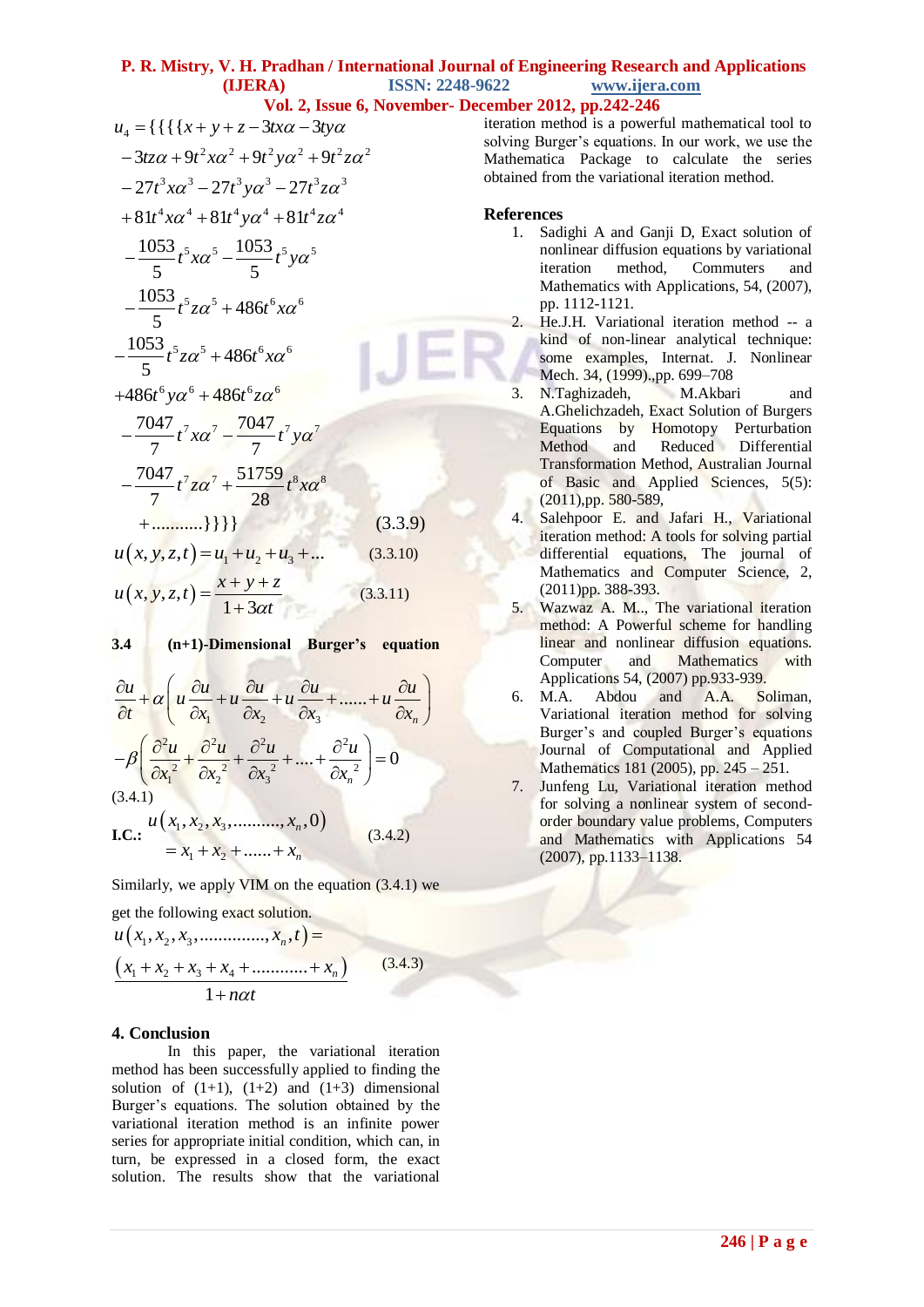$$u_4 = \{\{\{\{x + y + z - 3tx\alpha - 3ty\alpha$$
$$-3tz\alpha + 9t^2x\alpha^2 + 9t^2y\alpha^2 + 9t^2z\alpha^2$$
$$-27t^3x\alpha^3 - 27t^3y\alpha^3 - 27t^3z\alpha^3$$
$$+81t^4x\alpha^4 + 81t^4y\alpha^4 + 81t^4z\alpha^4$$
$$-\frac{1053}{5}t^5x\alpha^5 - \frac{1053}{5}t^5y\alpha^5$$
$$-\frac{1053}{5}t^5z\alpha^5 + 486t^6x\alpha^6$$
$$-\frac{1053}{5}t^5z\alpha^5 + 486t^6x\alpha^6$$
$$+486t^6y\alpha^6 + 486t^6z\alpha^6$$
$$-\frac{7047}{7}t^7x\alpha^7 - \frac{7047}{7}t^7y\alpha^7$$
$$-\frac{7047}{7}t^7z\alpha^7 + \frac{51759}{28}t^8x\alpha^8$$
$$+ \ldots\ldots\ldots\ldots\}\}\}\} \qquad (3.3.9)$$

$$u(x,y,z,t) = u_1 + u_2 + u_3 + \ldots \qquad (3.3.10)$$

$$u(x,y,z,t) = \frac{x+y+z}{1+3\alpha t} \qquad (3.3.11)$$

### 3.4 (n+1)-Dimensional Burger's equation

$$\frac{\partial u}{\partial t} + \alpha\left(u\frac{\partial u}{\partial x_1} + u\frac{\partial u}{\partial x_2} + u\frac{\partial u}{\partial x_3} + \ldots\ldots + u\frac{\partial u}{\partial x_n}\right)$$
$$-\beta\left(\frac{\partial^2 u}{\partial x_1^2} + \frac{\partial^2 u}{\partial x_2^2} + \frac{\partial^2 u}{\partial x_3^2} + \ldots. + \frac{\partial^2 u}{\partial x_n^2}\right) = 0$$
(3.4.1)

**I.C.:**
$$u(x_1, x_2, x_3, \ldots\ldots\ldots\ldots, x_n, 0) = x_1 + x_2 + \ldots\ldots + x_n \qquad (3.4.2)$$

Similarly, we apply VIM on the equation (3.4.1) we get the following exact solution.

$$u(x_1, x_2, x_3, \ldots\ldots\ldots\ldots\ldots, x_n, t) = \frac{(x_1 + x_2 + x_3 + x_4 + \ldots\ldots\ldots\ldots + x_n)}{1 + n\alpha t} \qquad (3.4.3)$$

## 4. Conclusion

In this paper, the variational iteration method has been successfully applied to finding the solution of (1+1), (1+2) and (1+3) dimensional Burger's equations. The solution obtained by the variational iteration method is an infinite power series for appropriate initial condition, which can, in turn, be expressed in a closed form, the exact solution. The results show that the variational iteration method is a powerful mathematical tool to solving Burger's equations. In our work, we use the Mathematica Package to calculate the series obtained from the variational iteration method.

## References

1. Sadighi A and Ganji D, Exact solution of nonlinear diffusion equations by variational iteration method, Commuters and Mathematics with Applications, 54, (2007), pp. 1112-1121.
2. He.J.H. Variational iteration method -- a kind of non-linear analytical technique: some examples, Internat. J. Nonlinear Mech. 34, (1999).,pp. 699–708
3. N.Taghizadeh, M.Akbari and A.Ghelichzadeh, Exact Solution of Burgers Equations by Homotopy Perturbation Method and Reduced Differential Transformation Method, Australian Journal of Basic and Applied Sciences, 5(5): (2011),pp. 580-589,
4. Salehpoor E. and Jafari H., Variational iteration method: A tools for solving partial differential equations, The journal of Mathematics and Computer Science, 2, (2011)pp. 388-393.
5. Wazwaz A. M.., The variational iteration method: A Powerful scheme for handling linear and nonlinear diffusion equations. Computer and Mathematics with Applications 54, (2007) pp.933-939.
6. M.A. Abdou and A.A. Soliman, Variational iteration method for solving Burger's and coupled Burger's equations Journal of Computational and Applied Mathematics 181 (2005), pp. 245 – 251.
7. Junfeng Lu, Variational iteration method for solving a nonlinear system of second-order boundary value problems, Computers and Mathematics with Applications 54 (2007), pp.1133–1138.